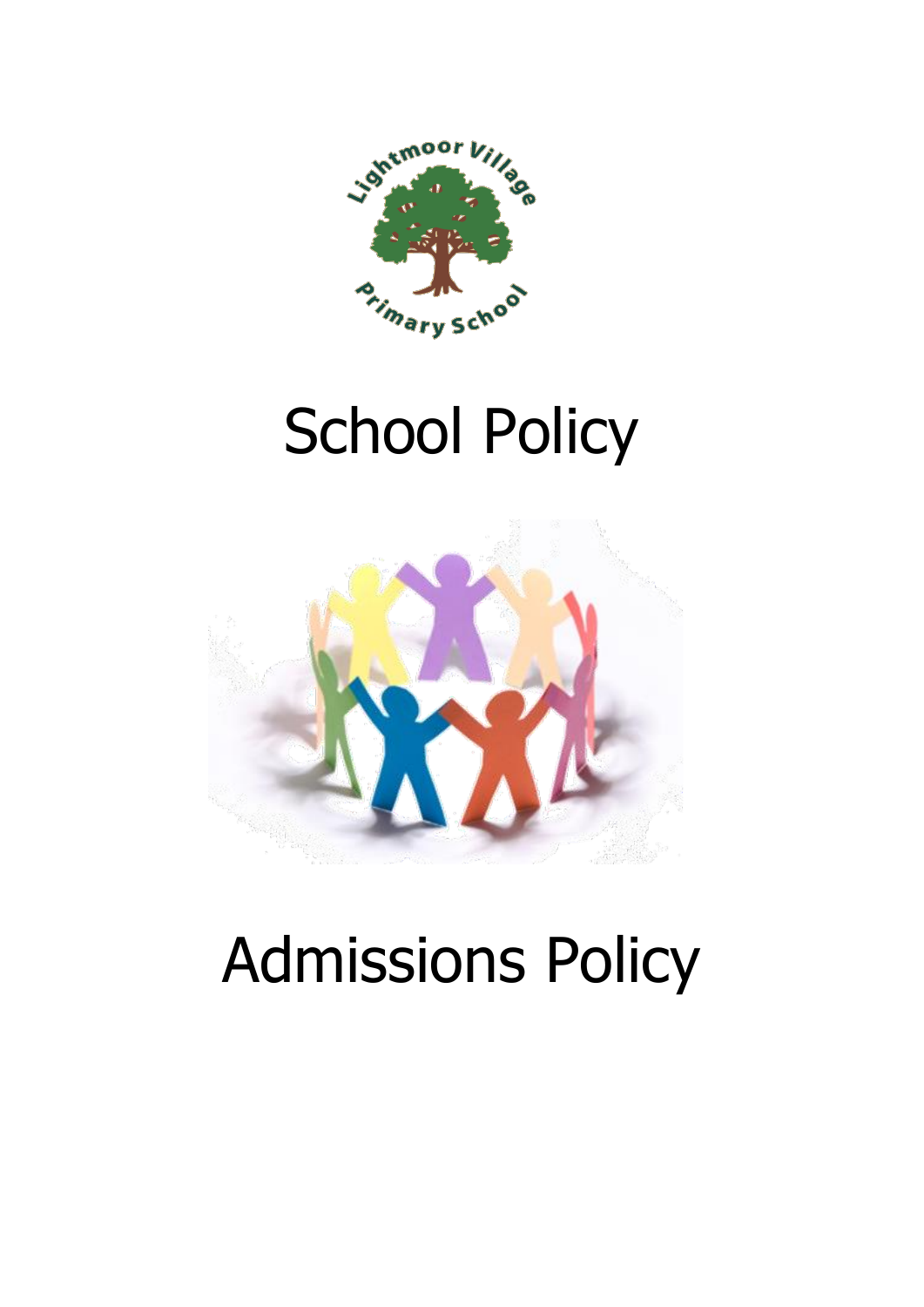# School Policy

# Admissions Policy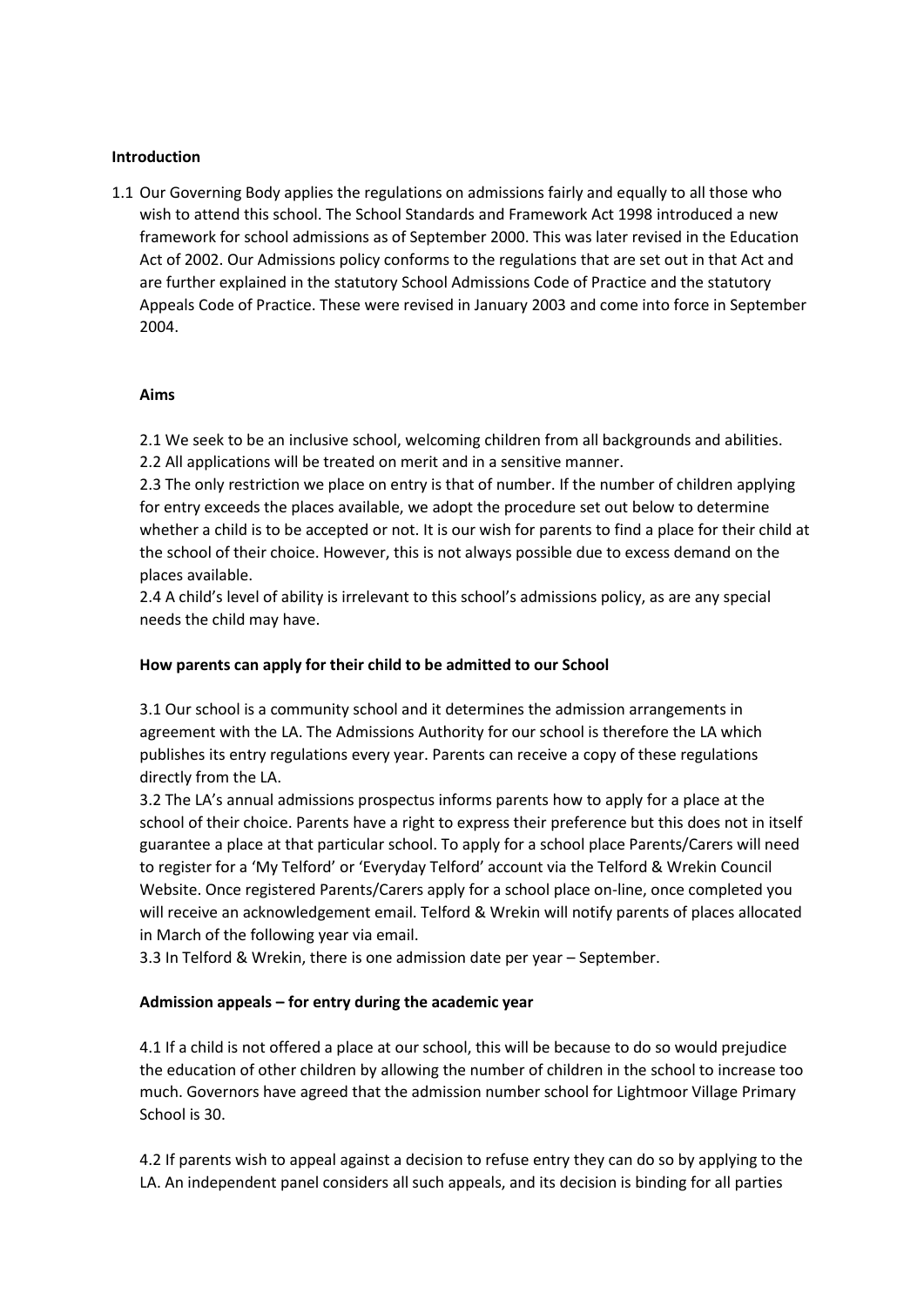**Introduction**

1.1 Our Governing Body applies the regulations on admissions fairly and equally to all those who wish to attend this school. The School Standards and Framework Act 1998 introduced a new framework for school admissions as of September 2000. This was later revised in the Education Act of 2002. Our Admissions policy conforms to the regulations that are set out in that Act and are further explained in the statutory School Admissions Code of Practice and the statutory Appeals Code of Practice. These were revised in January 2003 and come into force in September 2004.

**Aims**

2.1 We seek to be an inclusive school, welcoming children from all backgrounds and abilities.

2.2 All applications will be treated on merit and in a sensitive manner.

2.3 The only restriction we place on entry is that of number. If the number of children applying for entry exceeds the places available, we adopt the procedure set out below to determine whether a child is to be accepted or not. It is our wish for parents to find a place for their child at the school of their choice. However, this is not always possible due to excess demand on the places available.

2.4 A child's level of ability is irrelevant to this school's admissions policy, as are any special needs the child may have.

**How parents can apply for their child to be admitted to our School**

3.1 Our school is a community school and it determines the admission arrangements in agreement with the LA. The Admissions Authority for our school is therefore the LA which publishes its entry regulations every year. Parents can receive a copy of these regulations directly from the LA.

3.2 The LA's annual admissions prospectus informs parents how to apply for a place at the school of their choice. Parents have a right to express their preference but this does not in itself guarantee a place at that particular school. To apply for a school place Parents/Carers will need to register for a 'My Telford' or 'Everyday Telford' account via the Telford & Wrekin Council Website. Once registered Parents/Carers apply for a school place on-line, once completed you will receive an acknowledgement email. Telford & Wrekin will notify parents of places allocated in March of the following year via email.

3.3 In Telford & Wrekin, there is one admission date per year – September.

**Admission appeals – for entry during the academic year**

4.1 If a child is not offered a place at our school, this will be because to do so would prejudice the education of other children by allowing the number of children in the school to increase too much. Governors have agreed that the admission number school for Lightmoor Village Primary School is 30.

4.2 If parents wish to appeal against a decision to refuse entry they can do so by applying to the LA. An independent panel considers all such appeals, and its decision is binding for all parties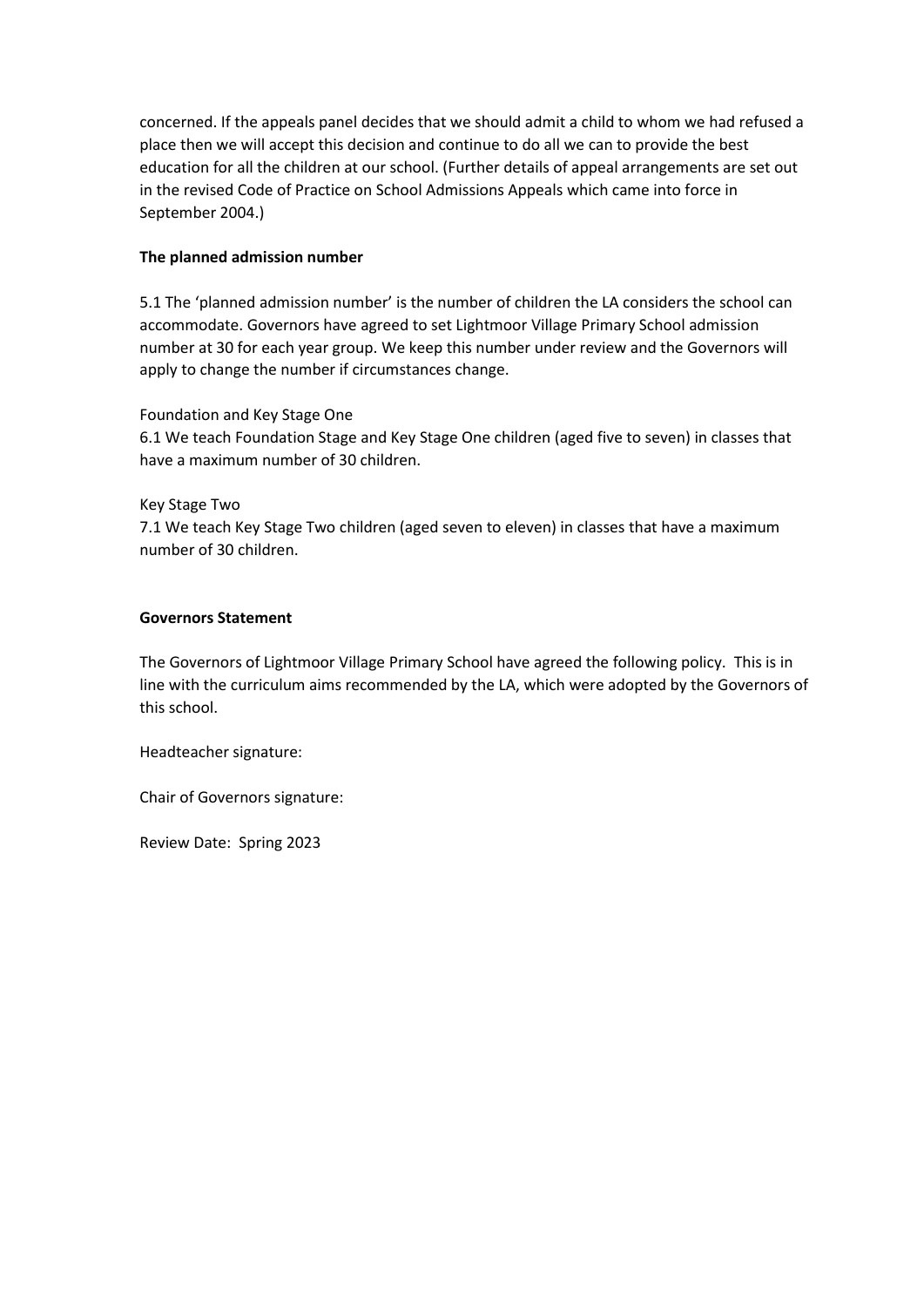concerned. If the appeals panel decides that we should admit a child to whom we had refused a place then we will accept this decision and continue to do all we can to provide the best education for all the children at our school. (Further details of appeal arrangements are set out in the revised Code of Practice on School Admissions Appeals which came into force in September 2004.)

**The planned admission number**

5.1 The 'planned admission number' is the number of children the LA considers the school can accommodate. Governors have agreed to set Lightmoor Village Primary School admission number at 30 for each year group. We keep this number under review and the Governors will apply to change the number if circumstances change.

Foundation and Key Stage One
6.1 We teach Foundation Stage and Key Stage One children (aged five to seven) in classes that have a maximum number of 30 children.

Key Stage Two
7.1 We teach Key Stage Two children (aged seven to eleven) in classes that have a maximum number of 30 children.

**Governors Statement**

The Governors of Lightmoor Village Primary School have agreed the following policy. This is in line with the curriculum aims recommended by the LA, which were adopted by the Governors of this school.

Headteacher signature:

Chair of Governors signature:

Review Date: Spring 2023